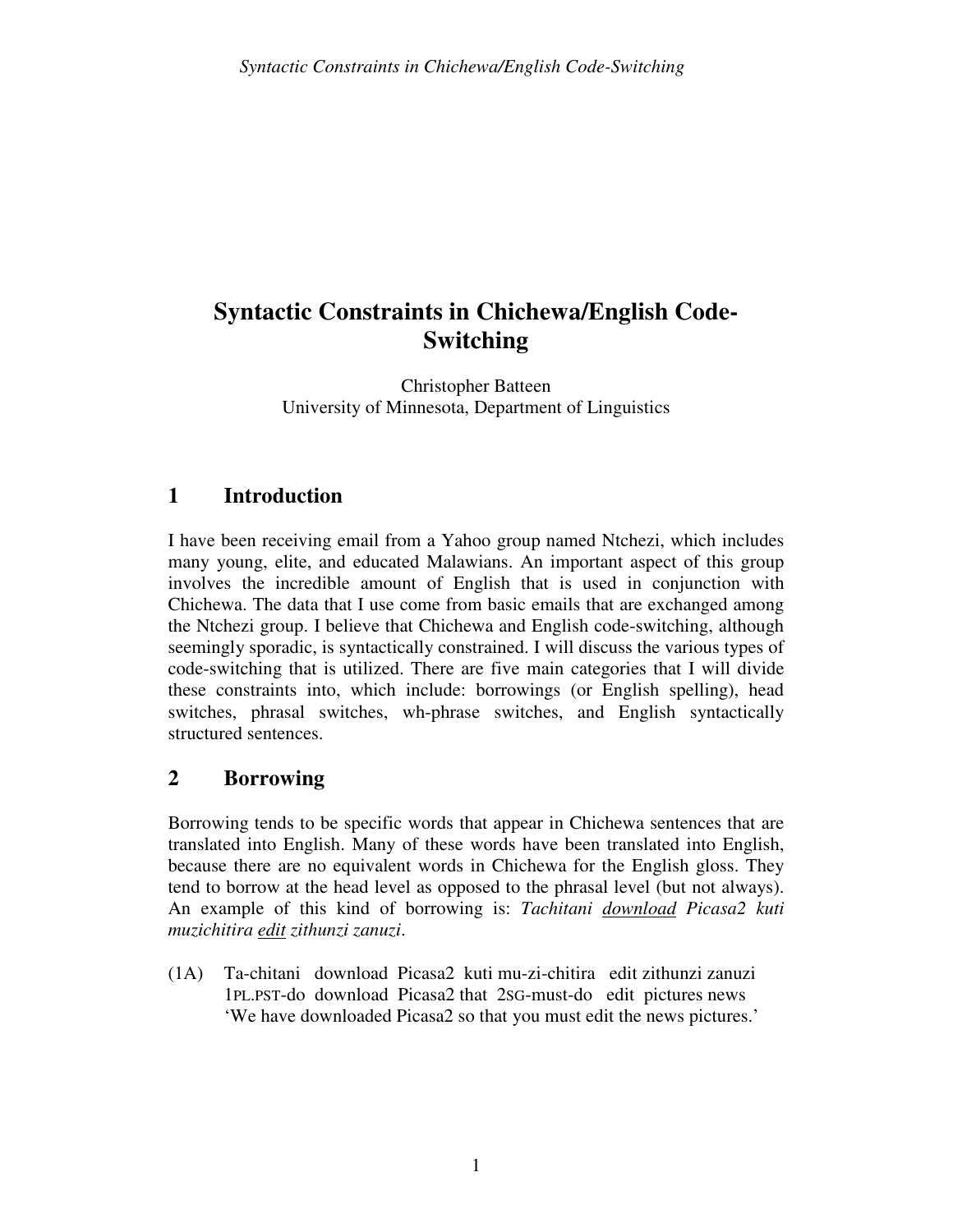# Syntactic Constraints in Chichewa/English Code-Switching

Christopher Batteen
University of Minnesota, Department of Linguistics

## 1 Introduction

I have been receiving email from a Yahoo group named Ntchezi, which includes many young, elite, and educated Malawians. An important aspect of this group involves the incredible amount of English that is used in conjunction with Chichewa. The data that I use come from basic emails that are exchanged among the Ntchezi group. I believe that Chichewa and English code-switching, although seemingly sporadic, is syntactically constrained. I will discuss the various types of code-switching that is utilized. There are five main categories that I will divide these constraints into, which include: borrowings (or English spelling), head switches, phrasal switches, wh-phrase switches, and English syntactically structured sentences.

## 2 Borrowing

Borrowing tends to be specific words that appear in Chichewa sentences that are translated into English. Many of these words have been translated into English, because there are no equivalent words in Chichewa for the English gloss. They tend to borrow at the head level as opposed to the phrasal level (but not always). An example of this kind of borrowing is: *Tachitani* <u>download</u> *Picasa2 kuti muzichitira* <u>edit</u> *zithunzi zanuzi*.

(1A) Ta-chitani download Picasa2 kuti mu-zi-chitira edit zithunzi zanuzi
1PL.PST-do download Picasa2 that 2SG-must-do edit pictures news
'We have downloaded Picasa2 so that you must edit the news pictures.'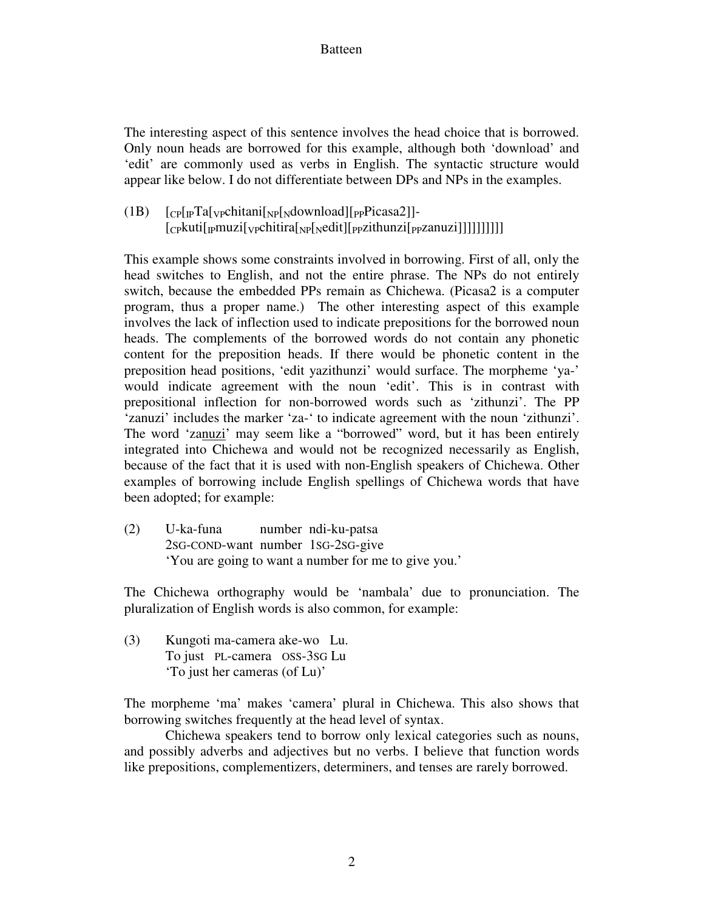The interesting aspect of this sentence involves the head choice that is borrowed. Only noun heads are borrowed for this example, although both 'download' and 'edit' are commonly used as verbs in English. The syntactic structure would appear like below. I do not differentiate between DPs and NPs in the examples.

(1B) $[_{CP}[_{IP}$Ta$[_{VP}$chitani$[_{NP}[_{N}$download$][_{PP}$Picasa2]]-
$[_{CP}$kuti$[_{IP}$muzi$[_{VP}$chitira$[_{NP}[_{N}$edit$][_{PP}$zithunzi$[_{PP}$zanuzi]]]]]]]]]]

This example shows some constraints involved in borrowing. First of all, only the head switches to English, and not the entire phrase. The NPs do not entirely switch, because the embedded PPs remain as Chichewa. (Picasa2 is a computer program, thus a proper name.) The other interesting aspect of this example involves the lack of inflection used to indicate prepositions for the borrowed noun heads. The complements of the borrowed words do not contain any phonetic content for the preposition heads. If there would be phonetic content in the preposition head positions, 'edit yazithunzi' would surface. The morpheme 'ya-' would indicate agreement with the noun 'edit'. This is in contrast with prepositional inflection for non-borrowed words such as 'zithunzi'. The PP 'zanuzi' includes the marker 'za-' to indicate agreement with the noun 'zithunzi'. The word 'za<u>nuzi</u>' may seem like a "borrowed" word, but it has been entirely integrated into Chichewa and would not be recognized necessarily as English, because of the fact that it is used with non-English speakers of Chichewa. Other examples of borrowing include English spellings of Chichewa words that have been adopted; for example:

(2) U-ka-funa number ndi-ku-patsa
2SG-COND-want number 1SG-2SG-give
'You are going to want a number for me to give you.'

The Chichewa orthography would be 'nambala' due to pronunciation. The pluralization of English words is also common, for example:

(3) Kungoti ma-camera ake-wo Lu.
To just PL-camera OSS-3SG Lu
'To just her cameras (of Lu)'

The morpheme 'ma' makes 'camera' plural in Chichewa. This also shows that borrowing switches frequently at the head level of syntax.

Chichewa speakers tend to borrow only lexical categories such as nouns, and possibly adverbs and adjectives but no verbs. I believe that function words like prepositions, complementizers, determiners, and tenses are rarely borrowed.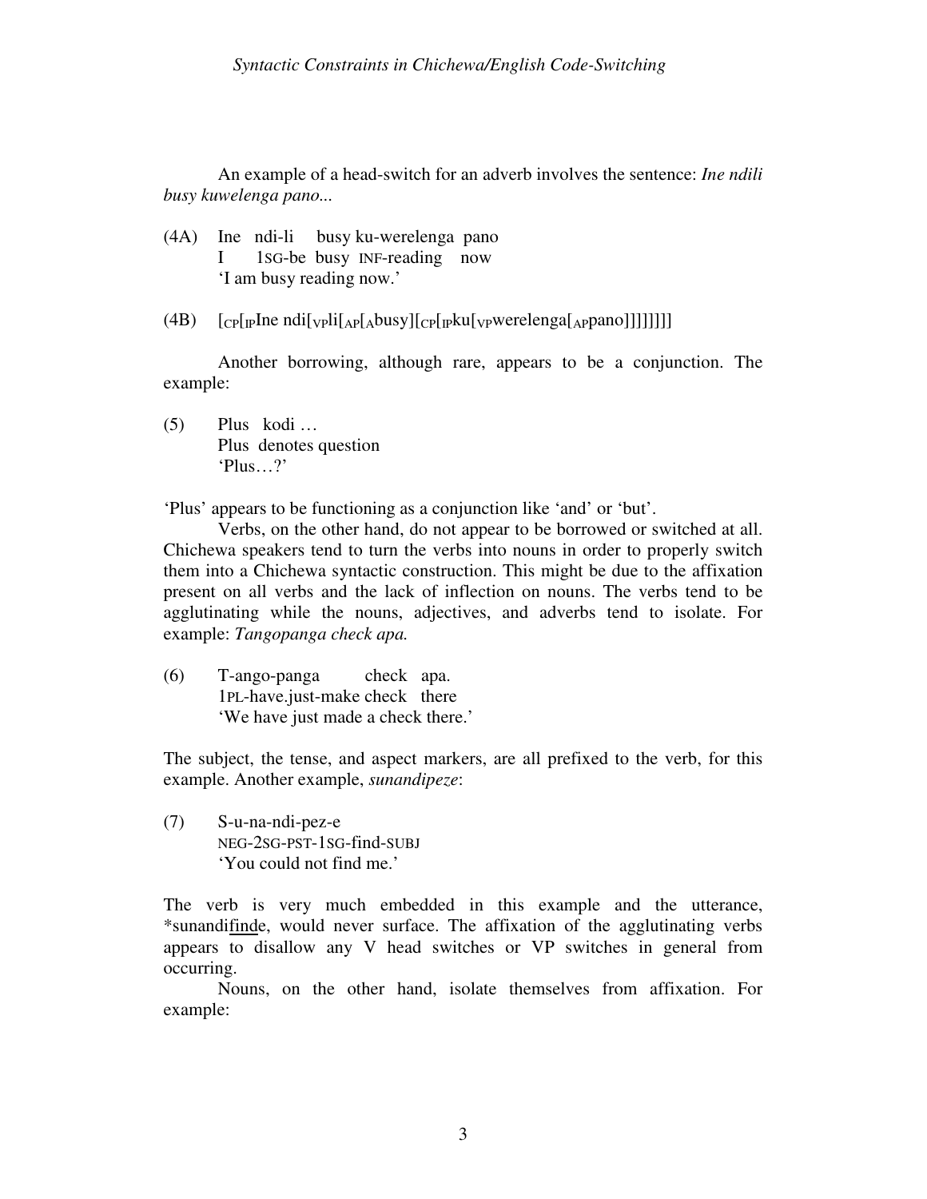An example of a head-switch for an adverb involves the sentence: *Ine ndili busy kuwelenga pano...*

(4A) Ine ndi-li busy ku-werelenga pano
I 1SG-be busy INF-reading now
'I am busy reading now.'

(4B) $[_{CP}[_{IP}$Ine ndi$[_{VP}$li$[_{AP}[_{A}$busy$][_{CP}[_{IP}$ku$[_{VP}$werelenga$[_{AP}$pano$]]]]]]]]$

Another borrowing, although rare, appears to be a conjunction. The example:

(5) Plus kodi …
Plus denotes question
'Plus…?'

'Plus' appears to be functioning as a conjunction like 'and' or 'but'.

Verbs, on the other hand, do not appear to be borrowed or switched at all. Chichewa speakers tend to turn the verbs into nouns in order to properly switch them into a Chichewa syntactic construction. This might be due to the affixation present on all verbs and the lack of inflection on nouns. The verbs tend to be agglutinating while the nouns, adjectives, and adverbs tend to isolate. For example: *Tangopanga check apa.*

(6) T-ango-panga check apa.
1PL-have.just-make check there
'We have just made a check there.'

The subject, the tense, and aspect markers, are all prefixed to the verb, for this example. Another example, *sunandipeze*:

(7) S-u-na-ndi-pez-e
NEG-2SG-PST-1SG-find-SUBJ
'You could not find me.'

The verb is very much embedded in this example and the utterance, *sunandi<u>find</u>e, would never surface. The affixation of the agglutinating verbs appears to disallow any V head switches or VP switches in general from occurring.

Nouns, on the other hand, isolate themselves from affixation. For example: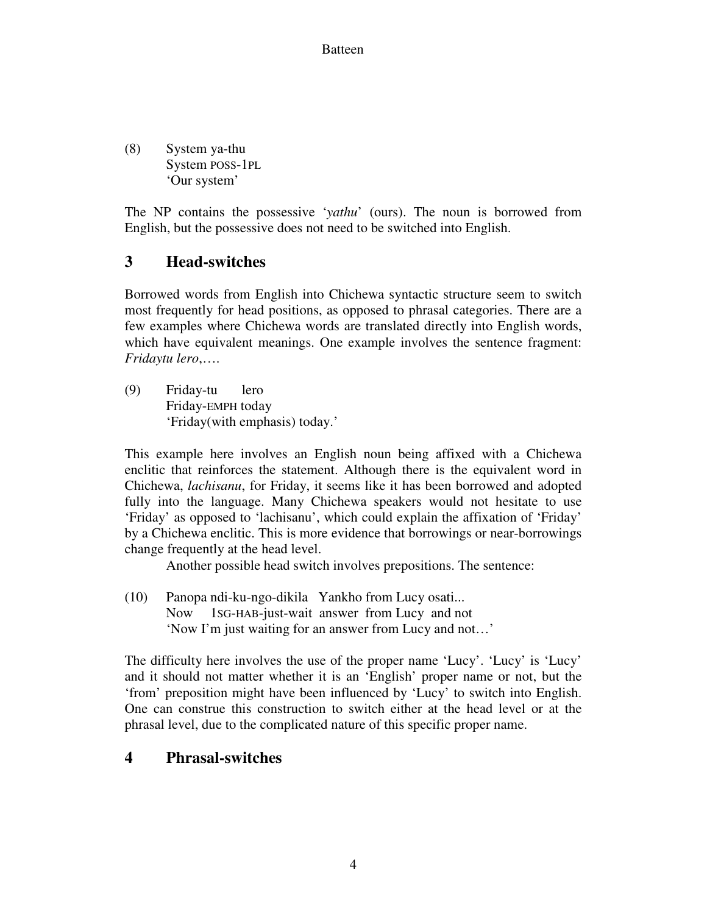(8) System ya-thu
System POSS-1PL
'Our system'

The NP contains the possessive '*yathu*' (ours). The noun is borrowed from English, but the possessive does not need to be switched into English.

## 3 Head-switches

Borrowed words from English into Chichewa syntactic structure seem to switch most frequently for head positions, as opposed to phrasal categories. There are a few examples where Chichewa words are translated directly into English words, which have equivalent meanings. One example involves the sentence fragment: *Fridaytu lero*,….

(9) Friday-tu lero
Friday-EMPH today
'Friday(with emphasis) today.'

This example here involves an English noun being affixed with a Chichewa enclitic that reinforces the statement. Although there is the equivalent word in Chichewa, *lachisanu*, for Friday, it seems like it has been borrowed and adopted fully into the language. Many Chichewa speakers would not hesitate to use 'Friday' as opposed to 'lachisanu', which could explain the affixation of 'Friday' by a Chichewa enclitic. This is more evidence that borrowings or near-borrowings change frequently at the head level.

Another possible head switch involves prepositions. The sentence:

(10) Panopa ndi-ku-ngo-dikila Yankho from Lucy osati...
Now 1SG-HAB-just-wait answer from Lucy and not
'Now I'm just waiting for an answer from Lucy and not…'

The difficulty here involves the use of the proper name 'Lucy'. 'Lucy' is 'Lucy' and it should not matter whether it is an 'English' proper name or not, but the 'from' preposition might have been influenced by 'Lucy' to switch into English. One can construe this construction to switch either at the head level or at the phrasal level, due to the complicated nature of this specific proper name.

## 4 Phrasal-switches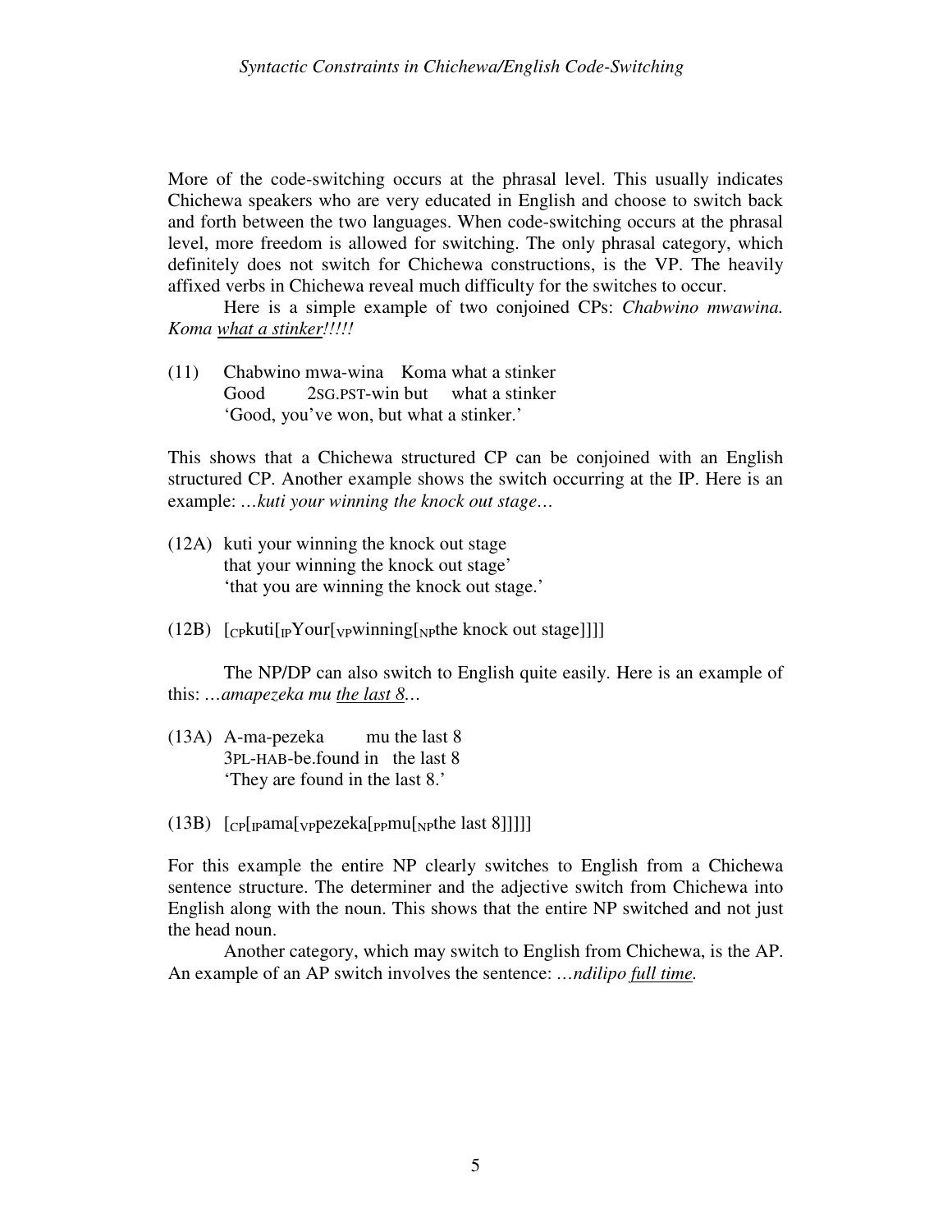More of the code-switching occurs at the phrasal level. This usually indicates Chichewa speakers who are very educated in English and choose to switch back and forth between the two languages. When code-switching occurs at the phrasal level, more freedom is allowed for switching. The only phrasal category, which definitely does not switch for Chichewa constructions, is the VP. The heavily affixed verbs in Chichewa reveal much difficulty for the switches to occur.

Here is a simple example of two conjoined CPs: *Chabwino mwawina. Koma <u>what a stinker</u>!!!!!*

(11) Chabwino mwa-wina Koma what a stinker
     Good 2SG.PST-win but what a stinker
     'Good, you've won, but what a stinker.'

This shows that a Chichewa structured CP can be conjoined with an English structured CP. Another example shows the switch occurring at the IP. Here is an example: *…kuti your winning the knock out stage…*

(12A) kuti your winning the knock out stage
      that your winning the knock out stage'
      'that you are winning the knock out stage.'

(12B) [$_{CP}$kuti[$_{IP}$Your[$_{VP}$winning[$_{NP}$the knock out stage]]]]

The NP/DP can also switch to English quite easily. Here is an example of this: *…amapezeka mu <u>the last 8</u>…*

(13A) A-ma-pezeka mu the last 8
      3PL-HAB-be.found in the last 8
      'They are found in the last 8.'

(13B) [$_{CP}$[$_{IP}$ama[$_{VP}$pezeka[$_{PP}$mu[$_{NP}$the last 8]]]]]

For this example the entire NP clearly switches to English from a Chichewa sentence structure. The determiner and the adjective switch from Chichewa into English along with the noun. This shows that the entire NP switched and not just the head noun.

Another category, which may switch to English from Chichewa, is the AP. An example of an AP switch involves the sentence: *…ndilipo <u>full time</u>.*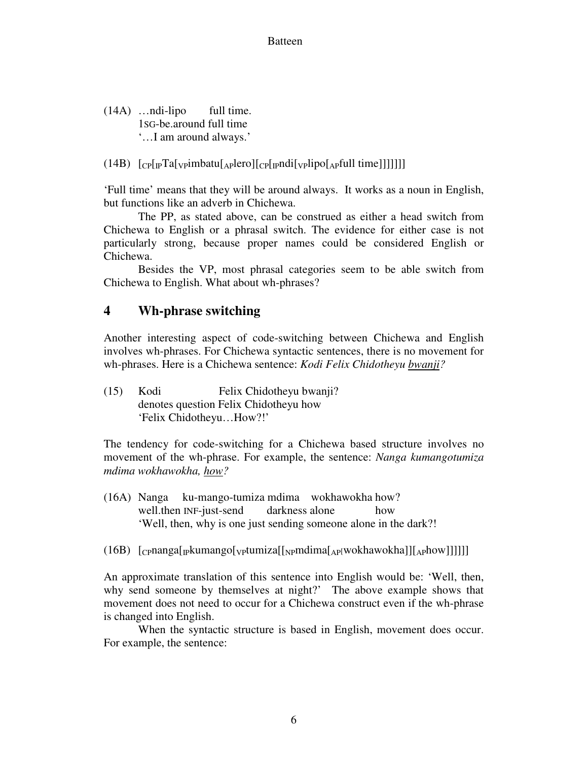(14A) …ndi-lipo full time.
1SG-be.around full time
'…I am around always.'

(14B) [CP[IPTa[VPimbatu[APlero][CP[IPndi[VPlipo[APfull time]]]]]]]

'Full time' means that they will be around always. It works as a noun in English, but functions like an adverb in Chichewa.

The PP, as stated above, can be construed as either a head switch from Chichewa to English or a phrasal switch. The evidence for either case is not particularly strong, because proper names could be considered English or Chichewa.

Besides the VP, most phrasal categories seem to be able switch from Chichewa to English. What about wh-phrases?

## 4 Wh-phrase switching

Another interesting aspect of code-switching between Chichewa and English involves wh-phrases. For Chichewa syntactic sentences, there is no movement for wh-phrases. Here is a Chichewa sentence: *Kodi Felix Chidotheyu <u>bwanji</u>?*

(15) Kodi Felix Chidotheyu bwanji?
denotes question Felix Chidotheyu how
'Felix Chidotheyu…How?!'

The tendency for code-switching for a Chichewa based structure involves no movement of the wh-phrase. For example, the sentence: *Nanga kumangotumiza mdima wokhawokha, <u>how</u>?*

(16A) Nanga ku-mango-tumiza mdima wokhawokha how?
well.then INF-just-send darkness alone how
'Well, then, why is one just sending someone alone in the dark?!

(16B) [CPnanga[IPkumango[VPtumiza[[NPmdima[AP[wokhawokha]][APhow]]]]]]

An approximate translation of this sentence into English would be: 'Well, then, why send someone by themselves at night?' The above example shows that movement does not need to occur for a Chichewa construct even if the wh-phrase is changed into English.

When the syntactic structure is based in English, movement does occur. For example, the sentence: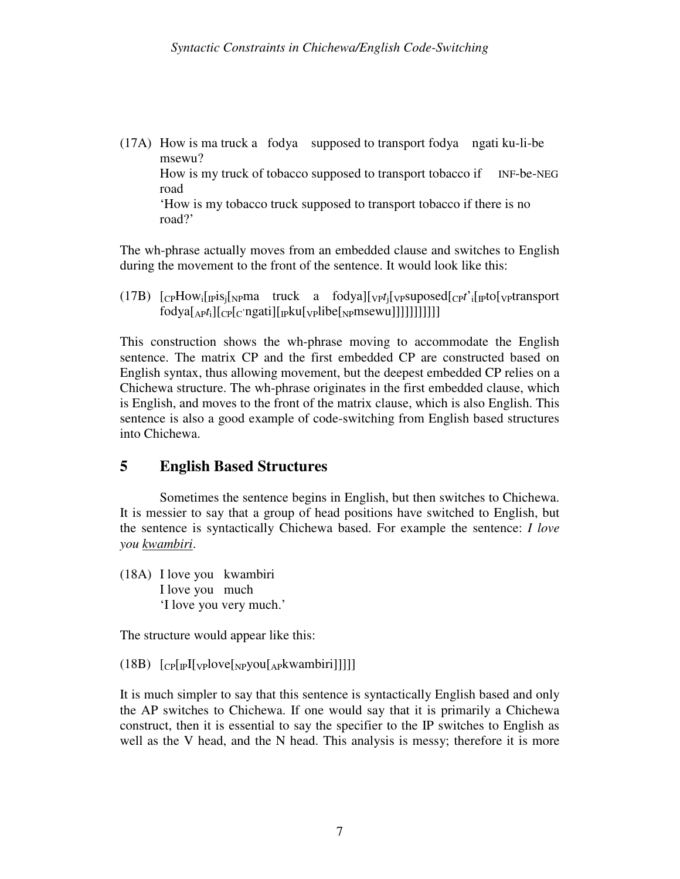(17A) How is ma truck a fodya supposed to transport fodya ngati ku-li-be msewu?
How is my truck of tobacco supposed to transport tobacco if INF-be-NEG road
'How is my tobacco truck supposed to transport tobacco if there is no road?'

The wh-phrase actually moves from an embedded clause and switches to English during the movement to the front of the sentence. It would look like this:

(17B) $[_{CP}$How$_i[_{IP}$is$_j[_{NP}$ma truck a fodya$][_{VP}t_j[_{VP}$suposed$[_{CP}t'_i[_{IP}$to$[_{VP}$transport fodya$[_{AP}t_i][_{CP}[_{C'}$ngati$][_{IP}$ku$[_{VP}$libe$[_{NP}$msewu$]]]]]]]]]]]$

This construction shows the wh-phrase moving to accommodate the English sentence. The matrix CP and the first embedded CP are constructed based on English syntax, thus allowing movement, but the deepest embedded CP relies on a Chichewa structure. The wh-phrase originates in the first embedded clause, which is English, and moves to the front of the matrix clause, which is also English. This sentence is also a good example of code-switching from English based structures into Chichewa.

## 5 English Based Structures

Sometimes the sentence begins in English, but then switches to Chichewa. It is messier to say that a group of head positions have switched to English, but the sentence is syntactically Chichewa based. For example the sentence: *I love you <u>kwambiri</u>*.

(18A) I love you kwambiri
I love you much
'I love you very much.'

The structure would appear like this:

(18B) $[_{CP}[_{IP}$I$[_{VP}$love$[_{NP}$you$[_{AP}$kwambiri$]]]]]$

It is much simpler to say that this sentence is syntactically English based and only the AP switches to Chichewa. If one would say that it is primarily a Chichewa construct, then it is essential to say the specifier to the IP switches to English as well as the V head, and the N head. This analysis is messy; therefore it is more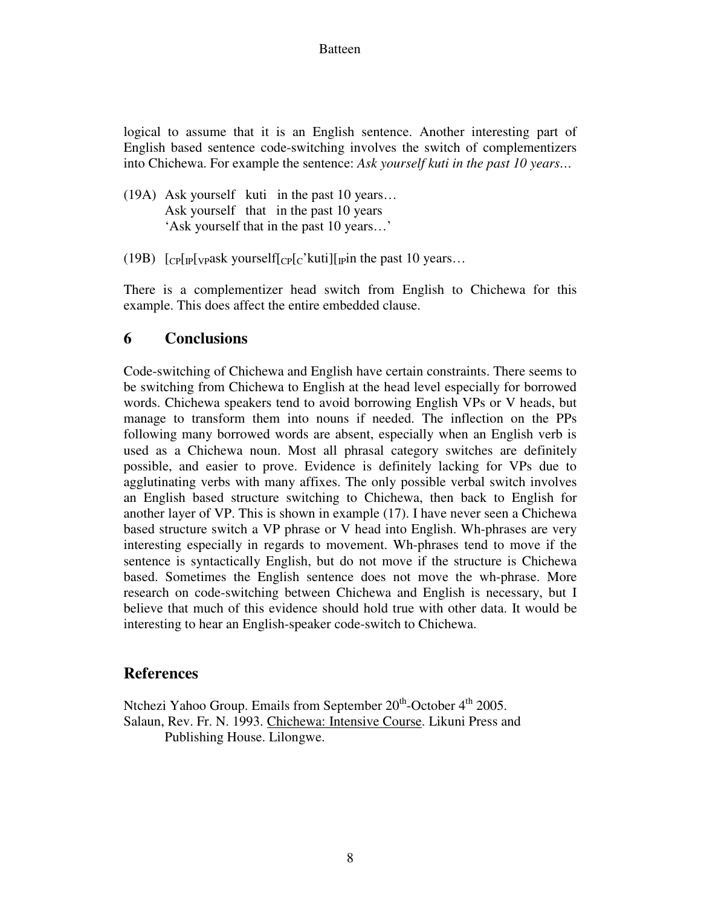logical to assume that it is an English sentence. Another interesting part of English based sentence code-switching involves the switch of complementizers into Chichewa. For example the sentence: *Ask yourself kuti in the past 10 years…*

(19A) Ask yourself kuti in the past 10 years…
Ask yourself that in the past 10 years
'Ask yourself that in the past 10 years…'

(19B) $[_{CP}[_{IP}[_{VP}$ask yourself$[_{CP}[_{C}$'kuti$][_{IP}$in the past 10 years…

There is a complementizer head switch from English to Chichewa for this example. This does affect the entire embedded clause.

## 6 Conclusions

Code-switching of Chichewa and English have certain constraints. There seems to be switching from Chichewa to English at the head level especially for borrowed words. Chichewa speakers tend to avoid borrowing English VPs or V heads, but manage to transform them into nouns if needed. The inflection on the PPs following many borrowed words are absent, especially when an English verb is used as a Chichewa noun. Most all phrasal category switches are definitely possible, and easier to prove. Evidence is definitely lacking for VPs due to agglutinating verbs with many affixes. The only possible verbal switch involves an English based structure switching to Chichewa, then back to English for another layer of VP. This is shown in example (17). I have never seen a Chichewa based structure switch a VP phrase or V head into English. Wh-phrases are very interesting especially in regards to movement. Wh-phrases tend to move if the sentence is syntactically English, but do not move if the structure is Chichewa based. Sometimes the English sentence does not move the wh-phrase. More research on code-switching between Chichewa and English is necessary, but I believe that much of this evidence should hold true with other data. It would be interesting to hear an English-speaker code-switch to Chichewa.

## References

Ntchezi Yahoo Group. Emails from September 20th-October 4th 2005.

Salaun, Rev. Fr. N. 1993. Chichewa: Intensive Course. Likuni Press and Publishing House. Lilongwe.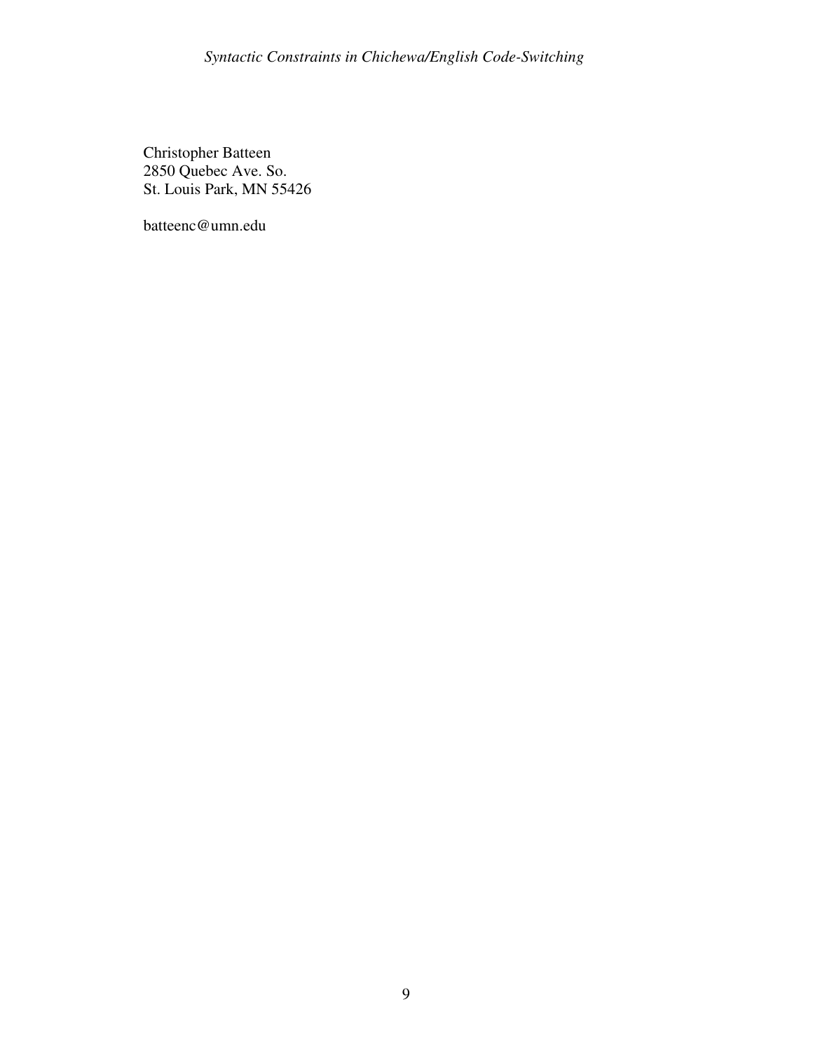Christopher Batteen
2850 Quebec Ave. So.
St. Louis Park, MN 55426

batteenc@umn.edu